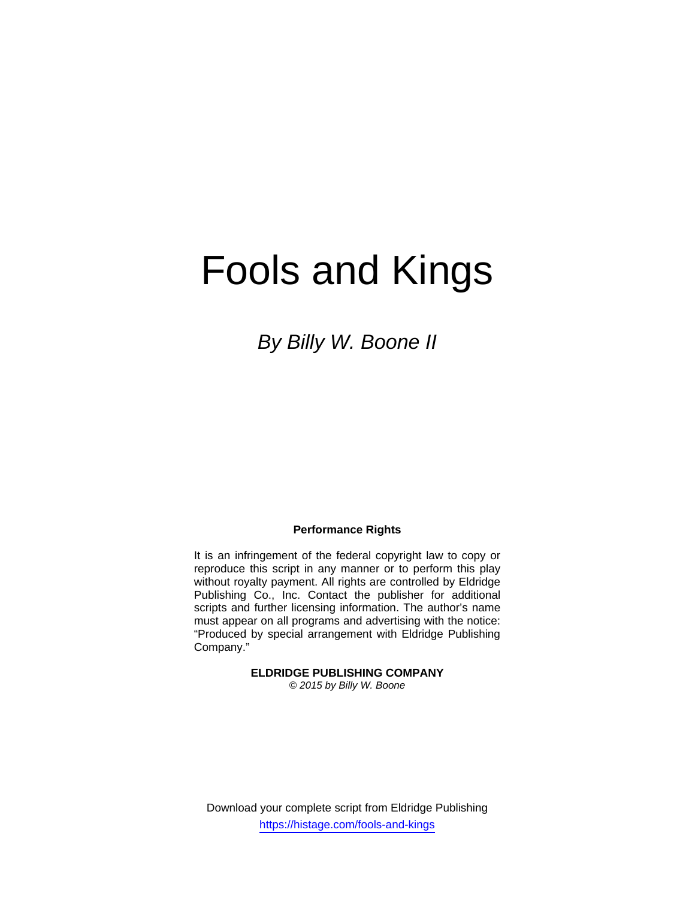# Fools and Kings

*By Billy W. Boone II*

**Performance Rights**

It is an infringement of the federal copyright law to copy or reproduce this script in any manner or to perform this play without royalty payment. All rights are controlled by Eldridge Publishing Co., Inc. Contact the publisher for additional scripts and further licensing information. The author's name must appear on all programs and advertising with the notice: "Produced by special arrangement with Eldridge Publishing Company."

**ELDRIDGE PUBLISHING COMPANY**
*© 2015 by Billy W. Boone*

Download your complete script from Eldridge Publishing
https://histage.com/fools-and-kings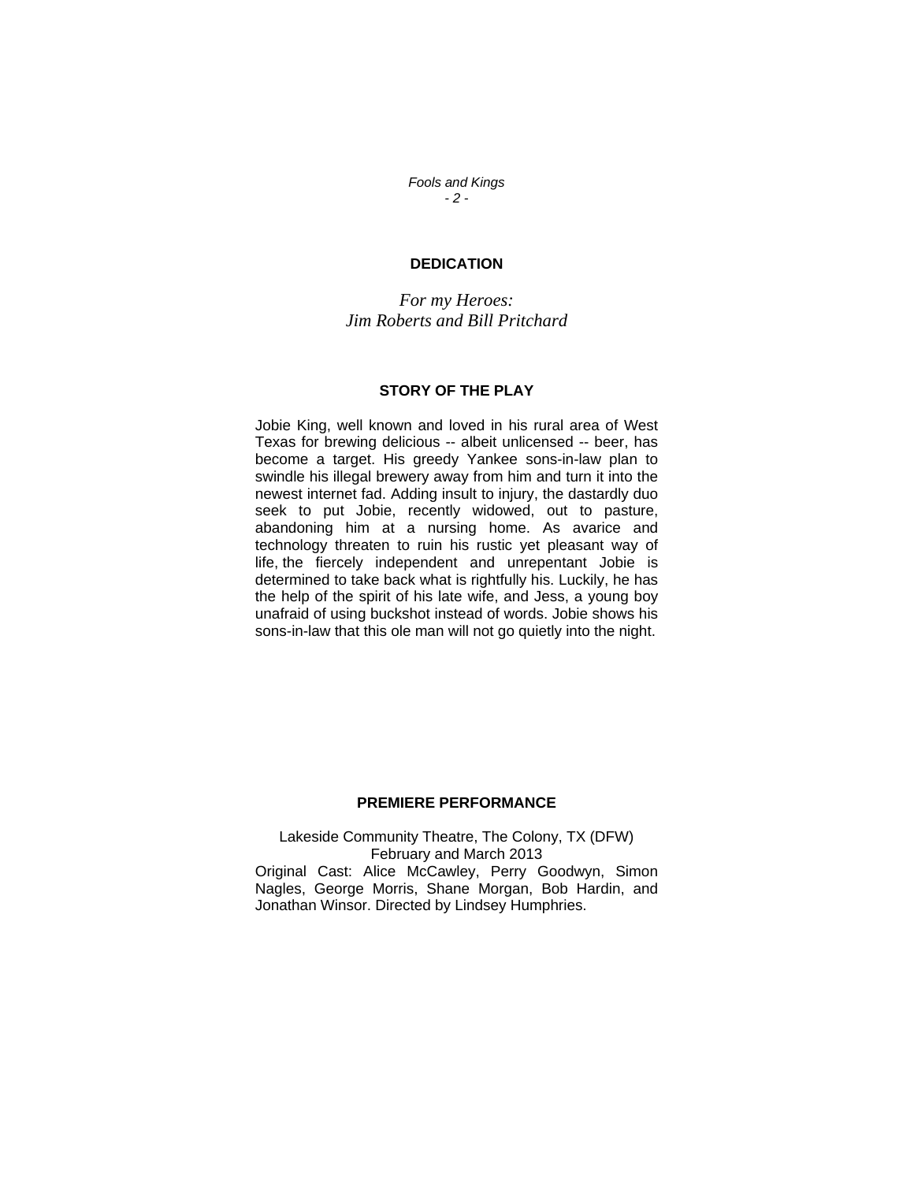## DEDICATION

*For my Heroes:*
*Jim Roberts and Bill Pritchard*

## STORY OF THE PLAY

Jobie King, well known and loved in his rural area of West Texas for brewing delicious -- albeit unlicensed -- beer, has become a target. His greedy Yankee sons-in-law plan to swindle his illegal brewery away from him and turn it into the newest internet fad. Adding insult to injury, the dastardly duo seek to put Jobie, recently widowed, out to pasture, abandoning him at a nursing home. As avarice and technology threaten to ruin his rustic yet pleasant way of life, the fiercely independent and unrepentant Jobie is determined to take back what is rightfully his. Luckily, he has the help of the spirit of his late wife, and Jess, a young boy unafraid of using buckshot instead of words. Jobie shows his sons-in-law that this ole man will not go quietly into the night.

## PREMIERE PERFORMANCE

Lakeside Community Theatre, The Colony, TX (DFW)
February and March 2013

Original Cast: Alice McCawley, Perry Goodwyn, Simon Nagles, George Morris, Shane Morgan, Bob Hardin, and Jonathan Winsor. Directed by Lindsey Humphries.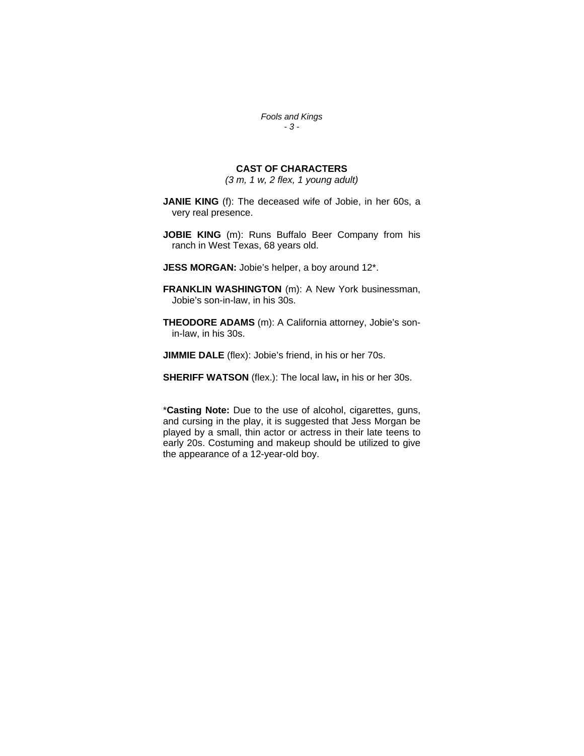## CAST OF CHARACTERS

*(3 m, 1 w, 2 flex, 1 young adult)*

**JANIE KING** (f): The deceased wife of Jobie, in her 60s, a very real presence.

**JOBIE KING** (m): Runs Buffalo Beer Company from his ranch in West Texas, 68 years old.

**JESS MORGAN:** Jobie's helper, a boy around 12*.

**FRANKLIN WASHINGTON** (m): A New York businessman, Jobie's son-in-law, in his 30s.

**THEODORE ADAMS** (m): A California attorney, Jobie's son-in-law, in his 30s.

**JIMMIE DALE** (flex): Jobie's friend, in his or her 70s.

**SHERIFF WATSON** (flex.): The local law**,** in his or her 30s.

*__Casting Note:__ Due to the use of alcohol, cigarettes, guns, and cursing in the play, it is suggested that Jess Morgan be played by a small, thin actor or actress in their late teens to early 20s. Costuming and makeup should be utilized to give the appearance of a 12-year-old boy.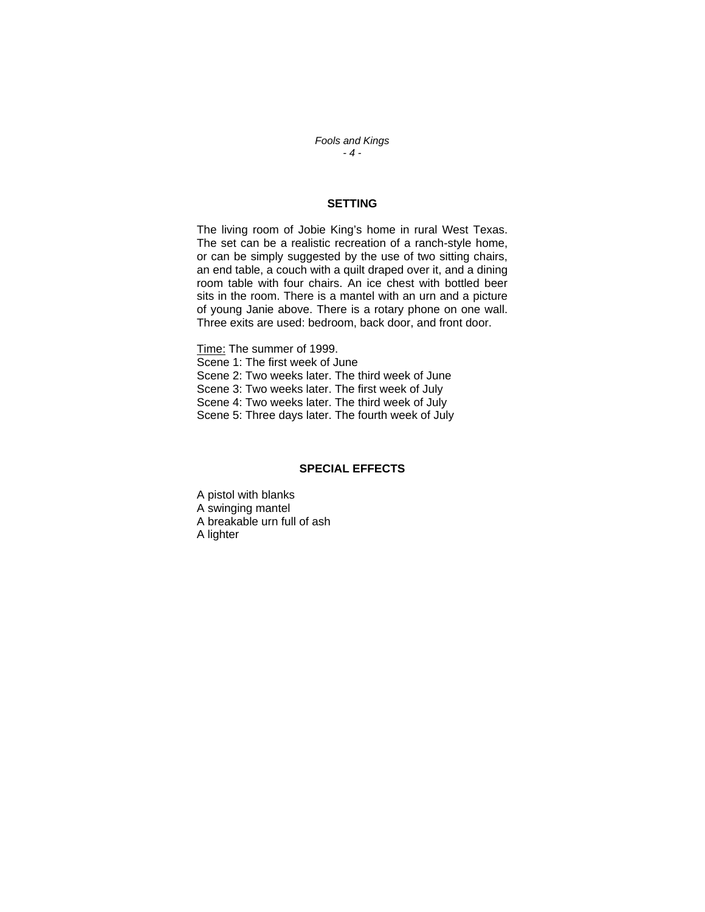## SETTING

The living room of Jobie King's home in rural West Texas. The set can be a realistic recreation of a ranch-style home, or can be simply suggested by the use of two sitting chairs, an end table, a couch with a quilt draped over it, and a dining room table with four chairs. An ice chest with bottled beer sits in the room. There is a mantel with an urn and a picture of young Janie above. There is a rotary phone on one wall. Three exits are used: bedroom, back door, and front door.

<u>Time:</u> The summer of 1999.
Scene 1: The first week of June
Scene 2: Two weeks later. The third week of June
Scene 3: Two weeks later. The first week of July
Scene 4: Two weeks later. The third week of July
Scene 5: Three days later. The fourth week of July

## SPECIAL EFFECTS

A pistol with blanks
A swinging mantel
A breakable urn full of ash
A lighter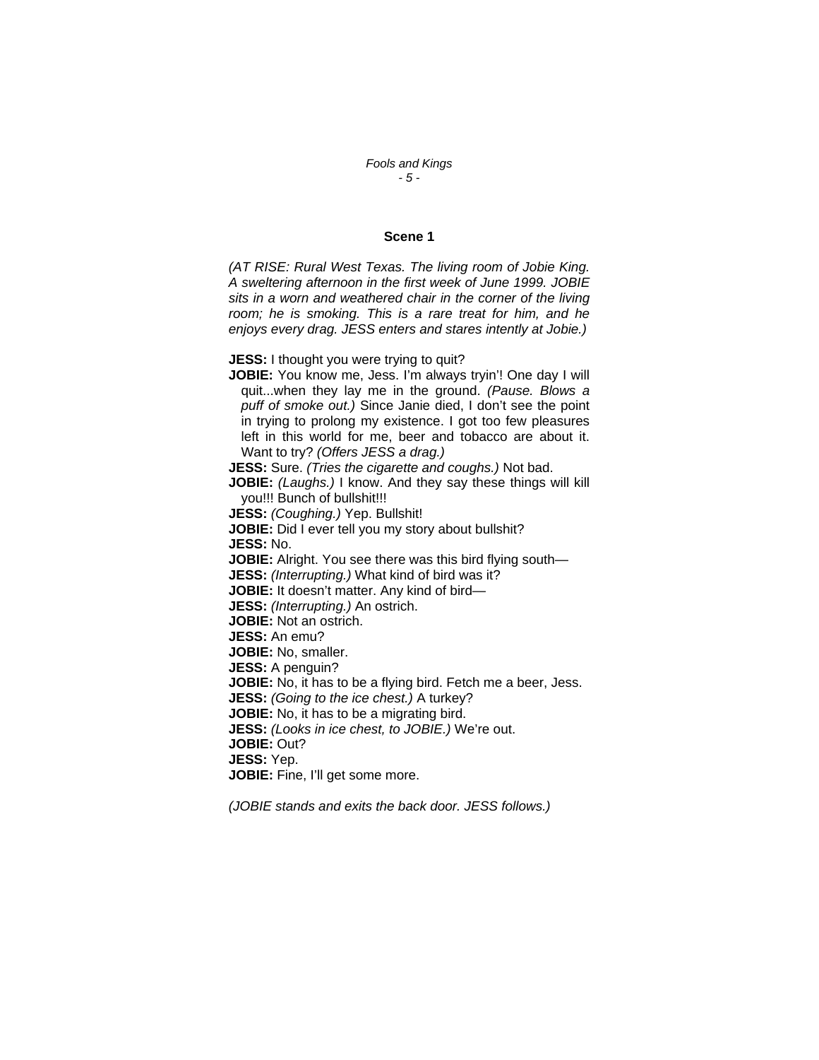## Scene 1

*(AT RISE: Rural West Texas. The living room of Jobie King. A sweltering afternoon in the first week of June 1999. JOBIE sits in a worn and weathered chair in the corner of the living room; he is smoking. This is a rare treat for him, and he enjoys every drag. JESS enters and stares intently at Jobie.)*

**JESS:** I thought you were trying to quit?

**JOBIE:** You know me, Jess. I'm always tryin'! One day I will quit...when they lay me in the ground. *(Pause. Blows a puff of smoke out.)* Since Janie died, I don't see the point in trying to prolong my existence. I got too few pleasures left in this world for me, beer and tobacco are about it. Want to try? *(Offers JESS a drag.)*

**JESS:** Sure. *(Tries the cigarette and coughs.)* Not bad.

**JOBIE:** *(Laughs.)* I know. And they say these things will kill you!!! Bunch of bullshit!!!

**JESS:** *(Coughing.)* Yep. Bullshit!

**JOBIE:** Did I ever tell you my story about bullshit?

**JESS:** No.

**JOBIE:** Alright. You see there was this bird flying south—

**JESS:** *(Interrupting.)* What kind of bird was it?

**JOBIE:** It doesn't matter. Any kind of bird—

**JESS:** *(Interrupting.)* An ostrich.

**JOBIE:** Not an ostrich.

**JESS:** An emu?

**JOBIE:** No, smaller.

**JESS:** A penguin?

**JOBIE:** No, it has to be a flying bird. Fetch me a beer, Jess.

**JESS:** *(Going to the ice chest.)* A turkey?

**JOBIE:** No, it has to be a migrating bird.

**JESS:** *(Looks in ice chest, to JOBIE.)* We're out.

**JOBIE:** Out?

**JESS:** Yep.

**JOBIE:** Fine, I'll get some more.

*(JOBIE stands and exits the back door. JESS follows.)*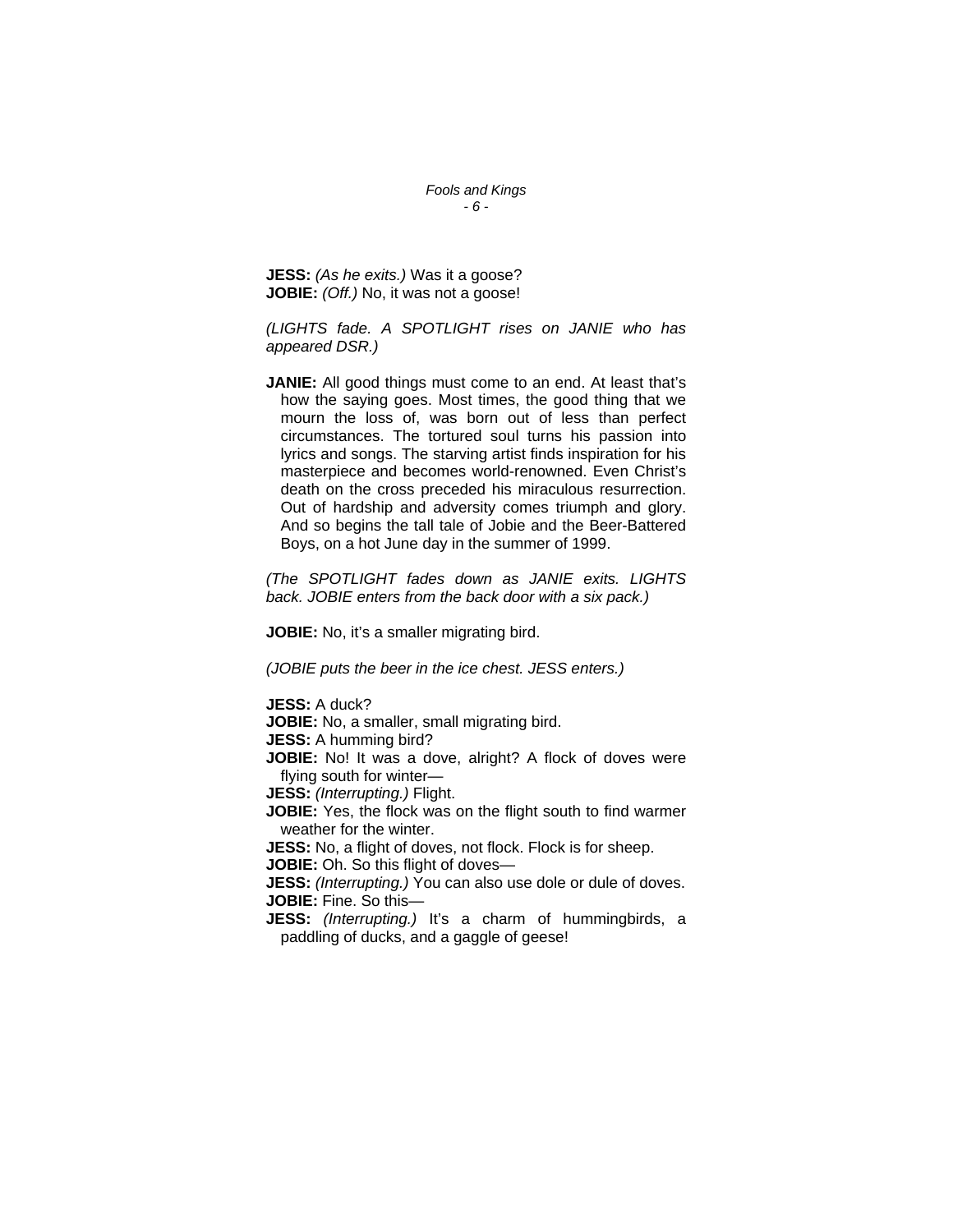**JESS:** *(As he exits.)* Was it a goose?
**JOBIE:** *(Off.)* No, it was not a goose!

*(LIGHTS fade. A SPOTLIGHT rises on JANIE who has appeared DSR.)*

**JANIE:** All good things must come to an end. At least that's how the saying goes. Most times, the good thing that we mourn the loss of, was born out of less than perfect circumstances. The tortured soul turns his passion into lyrics and songs. The starving artist finds inspiration for his masterpiece and becomes world-renowned. Even Christ's death on the cross preceded his miraculous resurrection. Out of hardship and adversity comes triumph and glory. And so begins the tall tale of Jobie and the Beer-Battered Boys, on a hot June day in the summer of 1999.

*(The SPOTLIGHT fades down as JANIE exits. LIGHTS back. JOBIE enters from the back door with a six pack.)*

**JOBIE:** No, it's a smaller migrating bird.

*(JOBIE puts the beer in the ice chest. JESS enters.)*

**JESS:** A duck?
**JOBIE:** No, a smaller, small migrating bird.
**JESS:** A humming bird?
**JOBIE:** No! It was a dove, alright? A flock of doves were flying south for winter—
**JESS:** *(Interrupting.)* Flight.
**JOBIE:** Yes, the flock was on the flight south to find warmer weather for the winter.
**JESS:** No, a flight of doves, not flock. Flock is for sheep.
**JOBIE:** Oh. So this flight of doves—
**JESS:** *(Interrupting.)* You can also use dole or dule of doves.
**JOBIE:** Fine. So this—
**JESS:** *(Interrupting.)* It's a charm of hummingbirds, a paddling of ducks, and a gaggle of geese!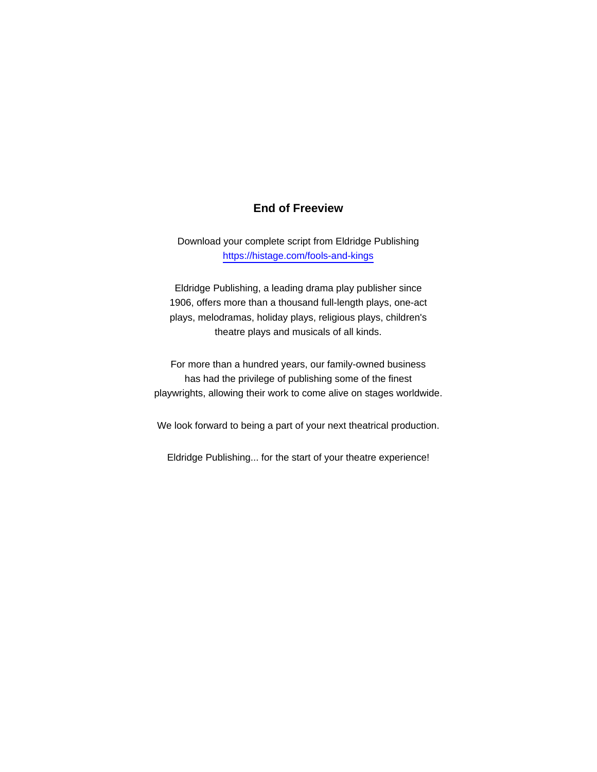## End of Freeview

Download your complete script from Eldridge Publishing
https://histage.com/fools-and-kings

Eldridge Publishing, a leading drama play publisher since 1906, offers more than a thousand full-length plays, one-act plays, melodramas, holiday plays, religious plays, children's theatre plays and musicals of all kinds.

For more than a hundred years, our family-owned business has had the privilege of publishing some of the finest playwrights, allowing their work to come alive on stages worldwide.

We look forward to being a part of your next theatrical production.

Eldridge Publishing... for the start of your theatre experience!